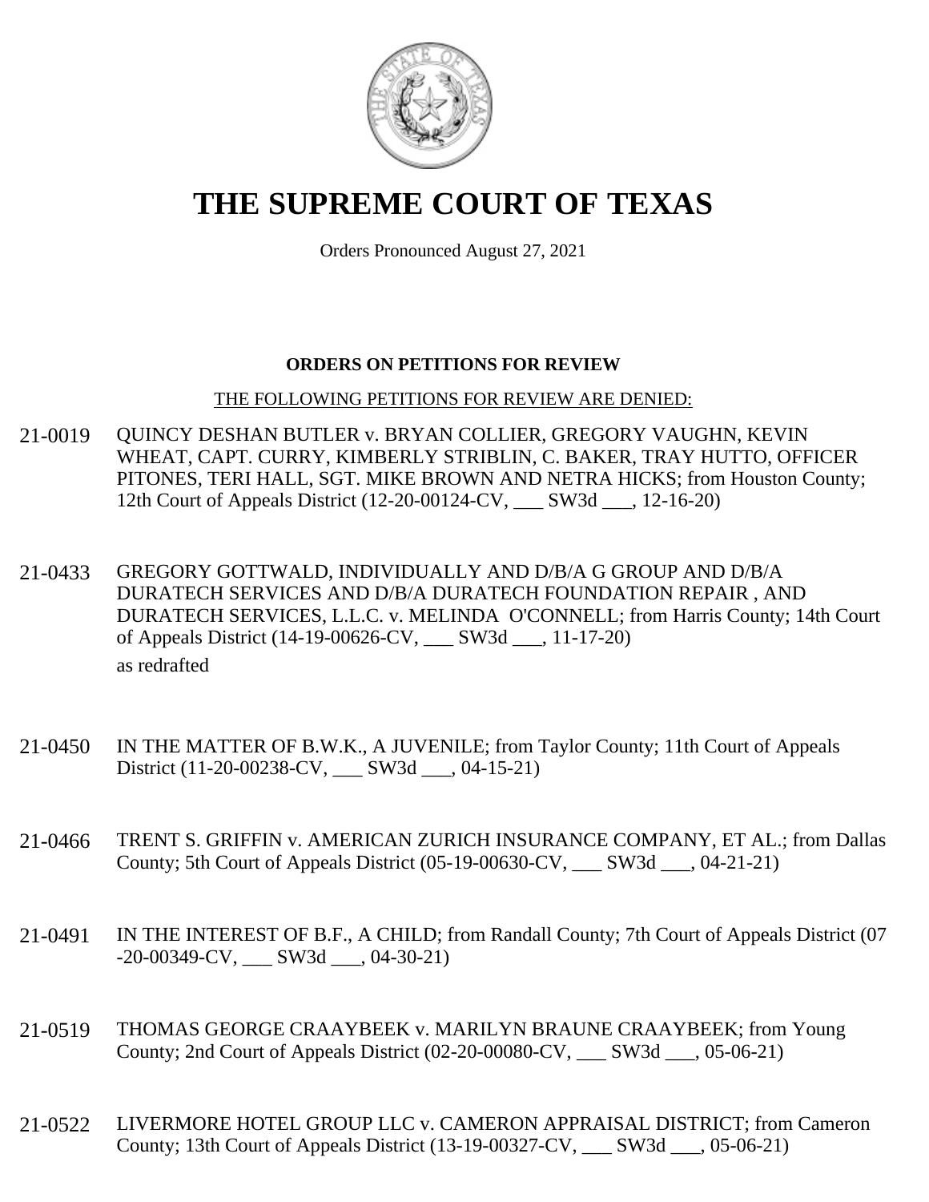# THE SUPREME COURT OF TEXAS

Orders Pronounced August 27, 2021

**ORDERS ON PETITIONS FOR REVIEW**

THE FOLLOWING PETITIONS FOR REVIEW ARE DENIED:

21-0019 QUINCY DESHAN BUTLER v. BRYAN COLLIER, GREGORY VAUGHN, KEVIN WHEAT, CAPT. CURRY, KIMBERLY STRIBLIN, C. BAKER, TRAY HUTTO, OFFICER PITONES, TERI HALL, SGT. MIKE BROWN AND NETRA HICKS; from Houston County; 12th Court of Appeals District (12-20-00124-CV, ___ SW3d ___, 12-16-20)

21-0433 GREGORY GOTTWALD, INDIVIDUALLY AND D/B/A G GROUP AND D/B/A DURATECH SERVICES AND D/B/A DURATECH FOUNDATION REPAIR , AND DURATECH SERVICES, L.L.C. v. MELINDA O'CONNELL; from Harris County; 14th Court of Appeals District (14-19-00626-CV, ___ SW3d ___, 11-17-20)
as redrafted

21-0450 IN THE MATTER OF B.W.K., A JUVENILE; from Taylor County; 11th Court of Appeals District (11-20-00238-CV, ___ SW3d ___, 04-15-21)

21-0466 TRENT S. GRIFFIN v. AMERICAN ZURICH INSURANCE COMPANY, ET AL.; from Dallas County; 5th Court of Appeals District (05-19-00630-CV, ___ SW3d ___, 04-21-21)

21-0491 IN THE INTEREST OF B.F., A CHILD; from Randall County; 7th Court of Appeals District (07-20-00349-CV, ___ SW3d ___, 04-30-21)

21-0519 THOMAS GEORGE CRAAYBEEK v. MARILYN BRAUNE CRAAYBEEK; from Young County; 2nd Court of Appeals District (02-20-00080-CV, ___ SW3d ___, 05-06-21)

21-0522 LIVERMORE HOTEL GROUP LLC v. CAMERON APPRAISAL DISTRICT; from Cameron County; 13th Court of Appeals District (13-19-00327-CV, ___ SW3d ___, 05-06-21)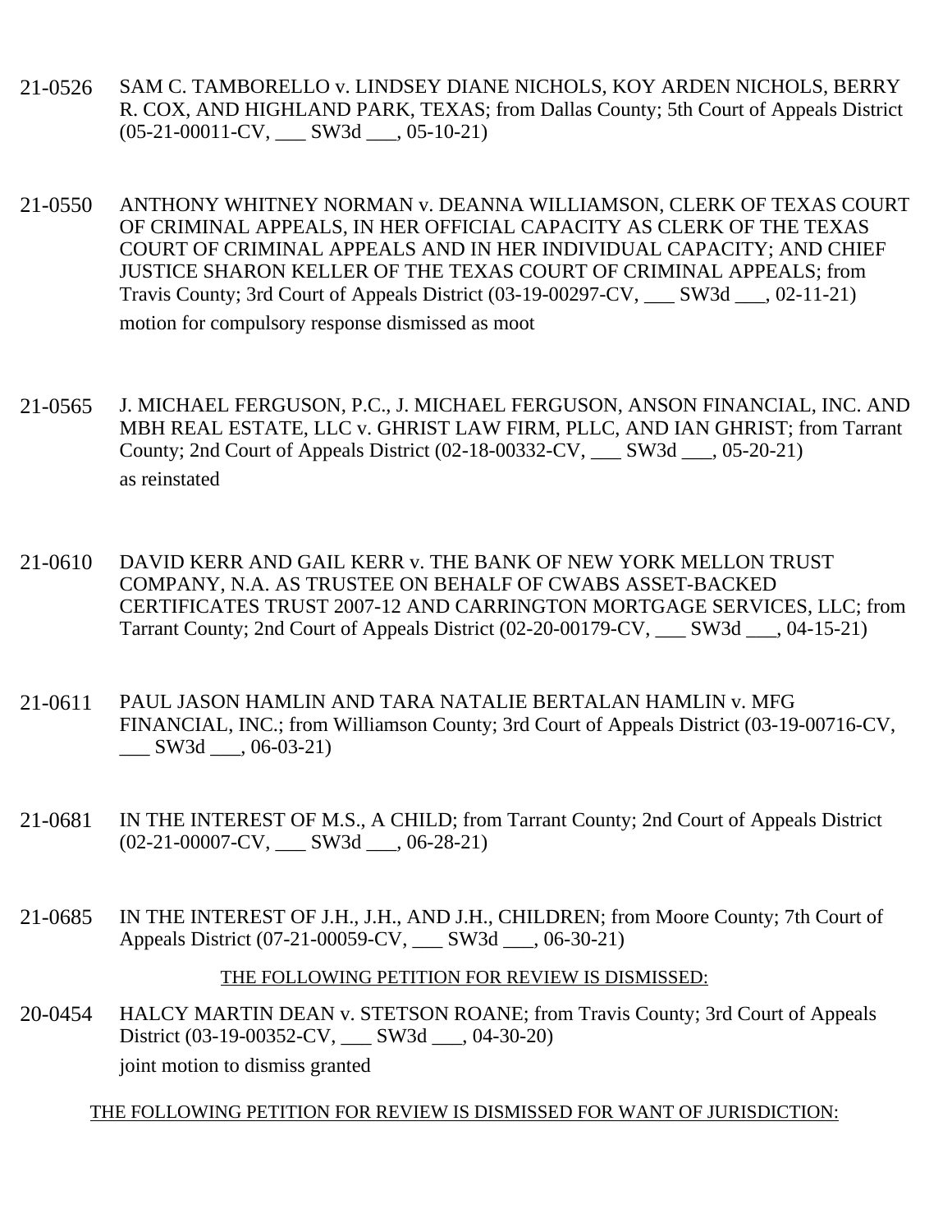21-0526 SAM C. TAMBORELLO v. LINDSEY DIANE NICHOLS, KOY ARDEN NICHOLS, BERRY R. COX, AND HIGHLAND PARK, TEXAS; from Dallas County; 5th Court of Appeals District (05-21-00011-CV, ___ SW3d ___, 05-10-21)

21-0550 ANTHONY WHITNEY NORMAN v. DEANNA WILLIAMSON, CLERK OF TEXAS COURT OF CRIMINAL APPEALS, IN HER OFFICIAL CAPACITY AS CLERK OF THE TEXAS COURT OF CRIMINAL APPEALS AND IN HER INDIVIDUAL CAPACITY; AND CHIEF JUSTICE SHARON KELLER OF THE TEXAS COURT OF CRIMINAL APPEALS; from Travis County; 3rd Court of Appeals District (03-19-00297-CV, ___ SW3d ___, 02-11-21)
motion for compulsory response dismissed as moot

21-0565 J. MICHAEL FERGUSON, P.C., J. MICHAEL FERGUSON, ANSON FINANCIAL, INC. AND MBH REAL ESTATE, LLC v. GHRIST LAW FIRM, PLLC, AND IAN GHRIST; from Tarrant County; 2nd Court of Appeals District (02-18-00332-CV, ___ SW3d ___, 05-20-21)
as reinstated

21-0610 DAVID KERR AND GAIL KERR v. THE BANK OF NEW YORK MELLON TRUST COMPANY, N.A. AS TRUSTEE ON BEHALF OF CWABS ASSET-BACKED CERTIFICATES TRUST 2007-12 AND CARRINGTON MORTGAGE SERVICES, LLC; from Tarrant County; 2nd Court of Appeals District (02-20-00179-CV, ___ SW3d ___, 04-15-21)

21-0611 PAUL JASON HAMLIN AND TARA NATALIE BERTALAN HAMLIN v. MFG FINANCIAL, INC.; from Williamson County; 3rd Court of Appeals District (03-19-00716-CV, ___ SW3d ___, 06-03-21)

21-0681 IN THE INTEREST OF M.S., A CHILD; from Tarrant County; 2nd Court of Appeals District (02-21-00007-CV, ___ SW3d ___, 06-28-21)

21-0685 IN THE INTEREST OF J.H., J.H., AND J.H., CHILDREN; from Moore County; 7th Court of Appeals District (07-21-00059-CV, ___ SW3d ___, 06-30-21)

THE FOLLOWING PETITION FOR REVIEW IS DISMISSED:

20-0454 HALCY MARTIN DEAN v. STETSON ROANE; from Travis County; 3rd Court of Appeals District (03-19-00352-CV, ___ SW3d ___, 04-30-20)
joint motion to dismiss granted

THE FOLLOWING PETITION FOR REVIEW IS DISMISSED FOR WANT OF JURISDICTION: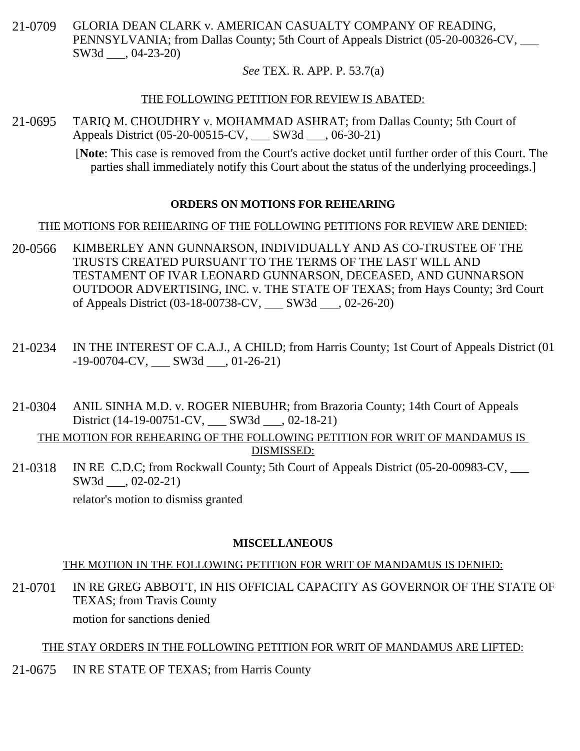21-0709 GLORIA DEAN CLARK v. AMERICAN CASUALTY COMPANY OF READING, PENNSYLVANIA; from Dallas County; 5th Court of Appeals District (05-20-00326-CV, ___ SW3d ___, 04-23-20)

*See* TEX. R. APP. P. 53.7(a)

THE FOLLOWING PETITION FOR REVIEW IS ABATED:

21-0695 TARIQ M. CHOUDHRY v. MOHAMMAD ASHRAT; from Dallas County; 5th Court of Appeals District (05-20-00515-CV, ___ SW3d ___, 06-30-21)

[**Note**: This case is removed from the Court's active docket until further order of this Court. The parties shall immediately notify this Court about the status of the underlying proceedings.]

**ORDERS ON MOTIONS FOR REHEARING**

THE MOTIONS FOR REHEARING OF THE FOLLOWING PETITIONS FOR REVIEW ARE DENIED:

20-0566 KIMBERLEY ANN GUNNARSON, INDIVIDUALLY AND AS CO-TRUSTEE OF THE TRUSTS CREATED PURSUANT TO THE TERMS OF THE LAST WILL AND TESTAMENT OF IVAR LEONARD GUNNARSON, DECEASED, AND GUNNARSON OUTDOOR ADVERTISING, INC. v. THE STATE OF TEXAS; from Hays County; 3rd Court of Appeals District (03-18-00738-CV, ___ SW3d ___, 02-26-20)

21-0234 IN THE INTEREST OF C.A.J., A CHILD; from Harris County; 1st Court of Appeals District (01-19-00704-CV, ___ SW3d ___, 01-26-21)

21-0304 ANIL SINHA M.D. v. ROGER NIEBUHR; from Brazoria County; 14th Court of Appeals District (14-19-00751-CV, ___ SW3d ___, 02-18-21)

THE MOTION FOR REHEARING OF THE FOLLOWING PETITION FOR WRIT OF MANDAMUS IS DISMISSED:

21-0318 IN RE C.D.C; from Rockwall County; 5th Court of Appeals District (05-20-00983-CV, ___ SW3d ___, 02-02-21)

relator's motion to dismiss granted

**MISCELLANEOUS**

THE MOTION IN THE FOLLOWING PETITION FOR WRIT OF MANDAMUS IS DENIED:

21-0701 IN RE GREG ABBOTT, IN HIS OFFICIAL CAPACITY AS GOVERNOR OF THE STATE OF TEXAS; from Travis County

motion for sanctions denied

THE STAY ORDERS IN THE FOLLOWING PETITION FOR WRIT OF MANDAMUS ARE LIFTED:

21-0675 IN RE STATE OF TEXAS; from Harris County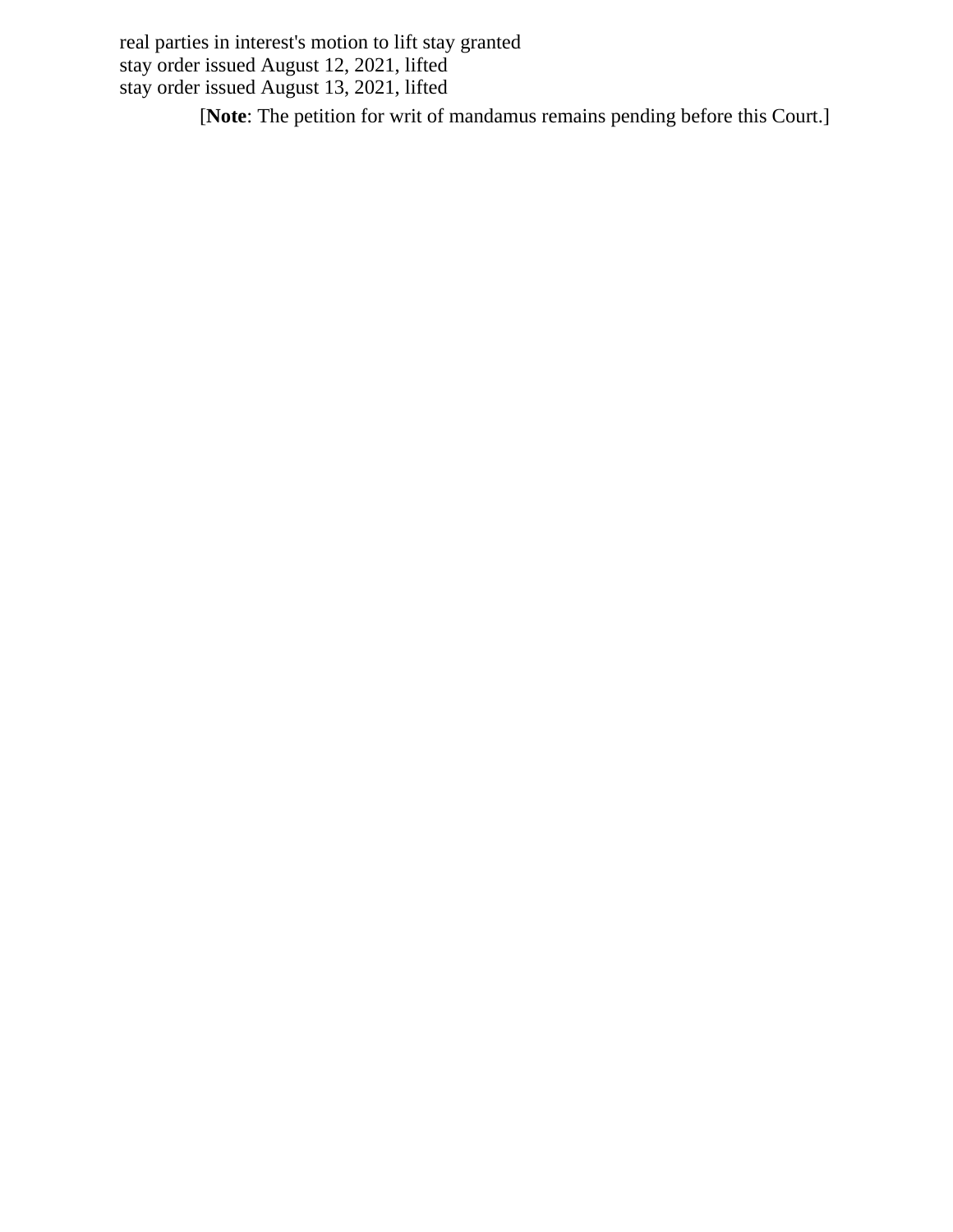real parties in interest's motion to lift stay granted
stay order issued August 12, 2021, lifted
stay order issued August 13, 2021, lifted

[**Note**: The petition for writ of mandamus remains pending before this Court.]